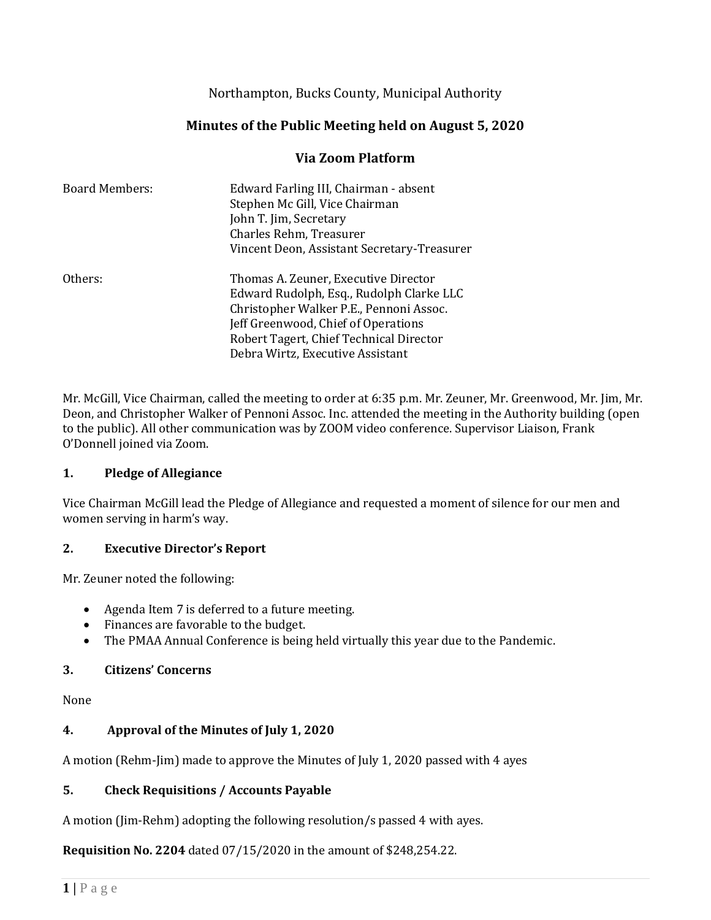Northampton, Bucks County, Municipal Authority

**Minutes of the Public Meeting held on August 5, 2020**

**Via Zoom Platform**

| | |
|---|---|
| Board Members: | Edward Farling III, Chairman - absent<br>Stephen Mc Gill, Vice Chairman<br>John T. Jim, Secretary<br>Charles Rehm, Treasurer<br>Vincent Deon, Assistant Secretary-Treasurer |
| Others: | Thomas A. Zeuner, Executive Director<br>Edward Rudolph, Esq., Rudolph Clarke LLC<br>Christopher Walker P.E., Pennoni Assoc.<br>Jeff Greenwood, Chief of Operations<br>Robert Tagert, Chief Technical Director<br>Debra Wirtz, Executive Assistant |

Mr. McGill, Vice Chairman, called the meeting to order at 6:35 p.m. Mr. Zeuner, Mr. Greenwood, Mr. Jim, Mr. Deon, and Christopher Walker of Pennoni Assoc. Inc. attended the meeting in the Authority building (open to the public). All other communication was by ZOOM video conference. Supervisor Liaison, Frank O'Donnell joined via Zoom.

## 1. Pledge of Allegiance

Vice Chairman McGill lead the Pledge of Allegiance and requested a moment of silence for our men and women serving in harm's way.

## 2. Executive Director's Report

Mr. Zeuner noted the following:

- Agenda Item 7 is deferred to a future meeting.
- Finances are favorable to the budget.
- The PMAA Annual Conference is being held virtually this year due to the Pandemic.

## 3. Citizens' Concerns

None

## 4. Approval of the Minutes of July 1, 2020

A motion (Rehm-Jim) made to approve the Minutes of July 1, 2020 passed with 4 ayes

## 5. Check Requisitions / Accounts Payable

A motion (Jim-Rehm) adopting the following resolution/s passed 4 with ayes.

**Requisition No. 2204** dated 07/15/2020 in the amount of $248,254.22.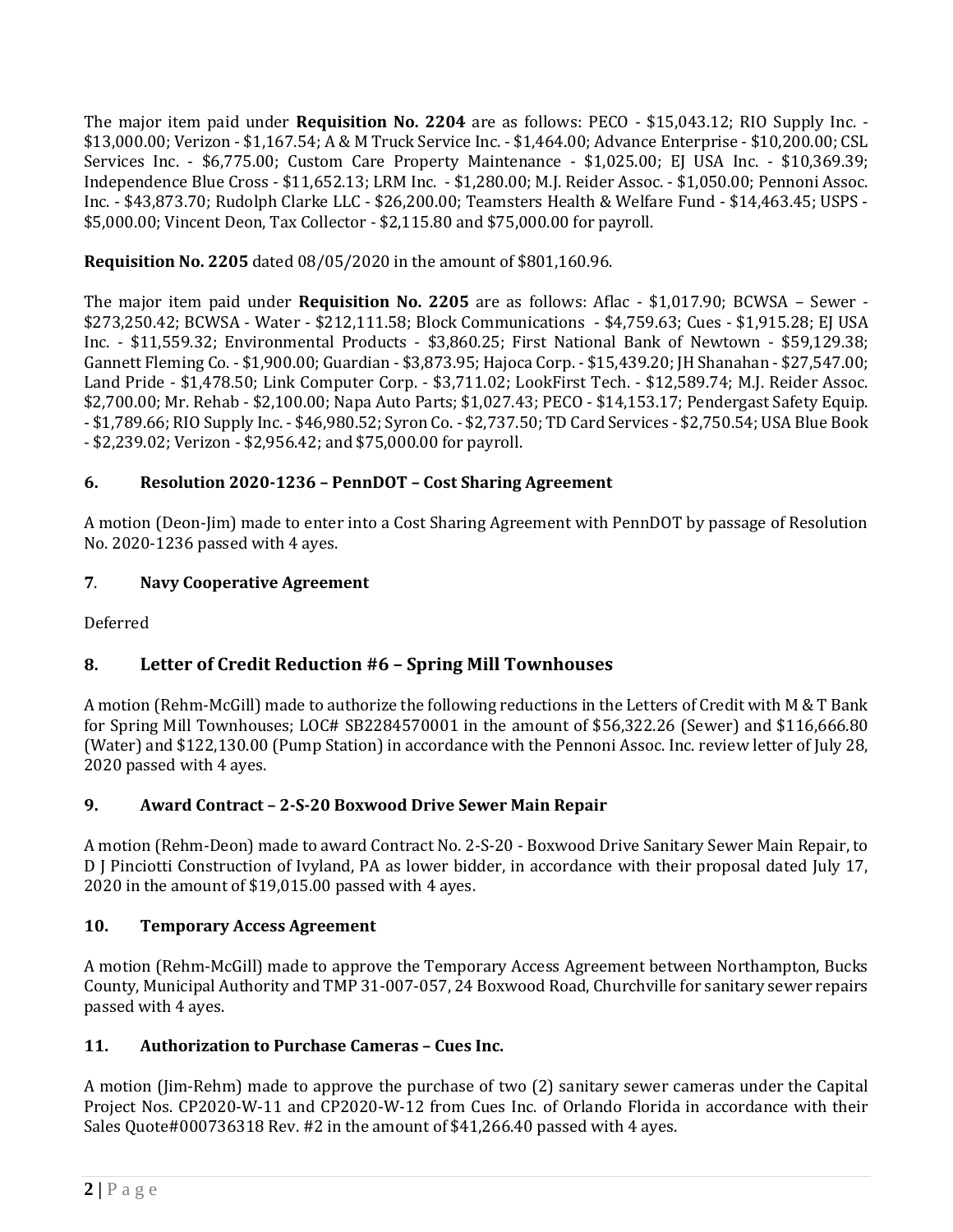The major item paid under **Requisition No. 2204** are as follows: PECO - $15,043.12; RIO Supply Inc. - $13,000.00; Verizon - $1,167.54; A & M Truck Service Inc. - $1,464.00; Advance Enterprise - $10,200.00; CSL Services Inc. - $6,775.00; Custom Care Property Maintenance - $1,025.00; EJ USA Inc. - $10,369.39; Independence Blue Cross - $11,652.13; LRM Inc. - $1,280.00; M.J. Reider Assoc. - $1,050.00; Pennoni Assoc. Inc. - $43,873.70; Rudolph Clarke LLC - $26,200.00; Teamsters Health & Welfare Fund - $14,463.45; USPS - $5,000.00; Vincent Deon, Tax Collector - $2,115.80 and $75,000.00 for payroll.

**Requisition No. 2205** dated 08/05/2020 in the amount of $801,160.96.

The major item paid under **Requisition No. 2205** are as follows: Aflac - $1,017.90; BCWSA – Sewer - $273,250.42; BCWSA - Water - $212,111.58; Block Communications - $4,759.63; Cues - $1,915.28; EJ USA Inc. - $11,559.32; Environmental Products - $3,860.25; First National Bank of Newtown - $59,129.38; Gannett Fleming Co. - $1,900.00; Guardian - $3,873.95; Hajoca Corp. - $15,439.20; JH Shanahan - $27,547.00; Land Pride - $1,478.50; Link Computer Corp. - $3,711.02; LookFirst Tech. - $12,589.74; M.J. Reider Assoc. $2,700.00; Mr. Rehab - $2,100.00; Napa Auto Parts; $1,027.43; PECO - $14,153.17; Pendergast Safety Equip. - $1,789.66; RIO Supply Inc. - $46,980.52; Syron Co. - $2,737.50; TD Card Services - $2,750.54; USA Blue Book - $2,239.02; Verizon - $2,956.42; and $75,000.00 for payroll.

### 6. Resolution 2020-1236 – PennDOT – Cost Sharing Agreement

A motion (Deon-Jim) made to enter into a Cost Sharing Agreement with PennDOT by passage of Resolution No. 2020-1236 passed with 4 ayes.

### 7. Navy Cooperative Agreement

Deferred

### 8. Letter of Credit Reduction #6 – Spring Mill Townhouses

A motion (Rehm-McGill) made to authorize the following reductions in the Letters of Credit with M & T Bank for Spring Mill Townhouses; LOC# SB2284570001 in the amount of $56,322.26 (Sewer) and $116,666.80 (Water) and $122,130.00 (Pump Station) in accordance with the Pennoni Assoc. Inc. review letter of July 28, 2020 passed with 4 ayes.

### 9. Award Contract – 2-S-20 Boxwood Drive Sewer Main Repair

A motion (Rehm-Deon) made to award Contract No. 2-S-20 - Boxwood Drive Sanitary Sewer Main Repair, to D J Pinciotti Construction of Ivyland, PA as lower bidder, in accordance with their proposal dated July 17, 2020 in the amount of $19,015.00 passed with 4 ayes.

### 10. Temporary Access Agreement

A motion (Rehm-McGill) made to approve the Temporary Access Agreement between Northampton, Bucks County, Municipal Authority and TMP 31-007-057, 24 Boxwood Road, Churchville for sanitary sewer repairs passed with 4 ayes.

### 11. Authorization to Purchase Cameras – Cues Inc.

A motion (Jim-Rehm) made to approve the purchase of two (2) sanitary sewer cameras under the Capital Project Nos. CP2020-W-11 and CP2020-W-12 from Cues Inc. of Orlando Florida in accordance with their Sales Quote#000736318 Rev. #2 in the amount of $41,266.40 passed with 4 ayes.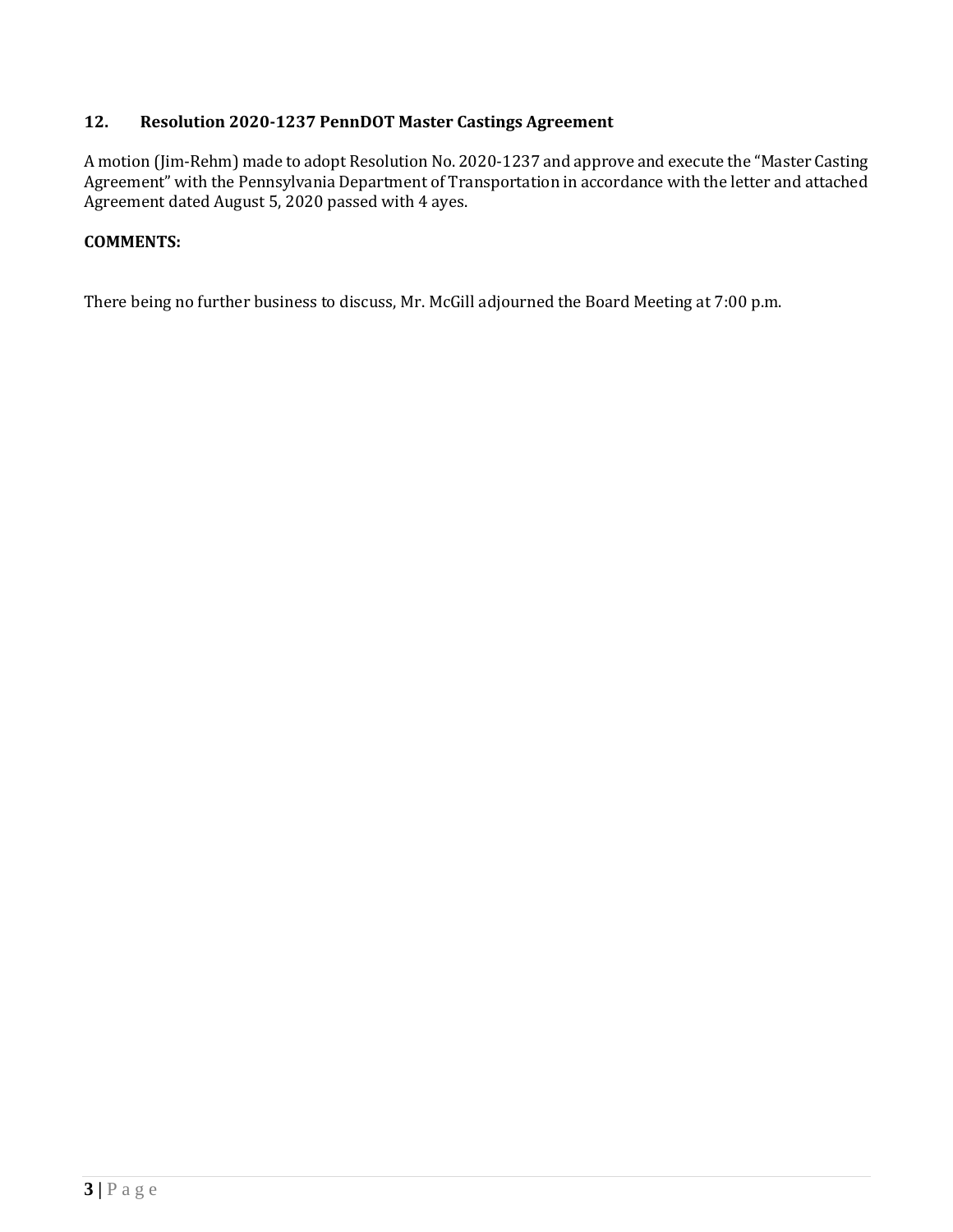**12. Resolution 2020-1237 PennDOT Master Castings Agreement**

A motion (Jim-Rehm) made to adopt Resolution No. 2020-1237 and approve and execute the "Master Casting Agreement" with the Pennsylvania Department of Transportation in accordance with the letter and attached Agreement dated August 5, 2020 passed with 4 ayes.

**COMMENTS:**

There being no further business to discuss, Mr. McGill adjourned the Board Meeting at 7:00 p.m.